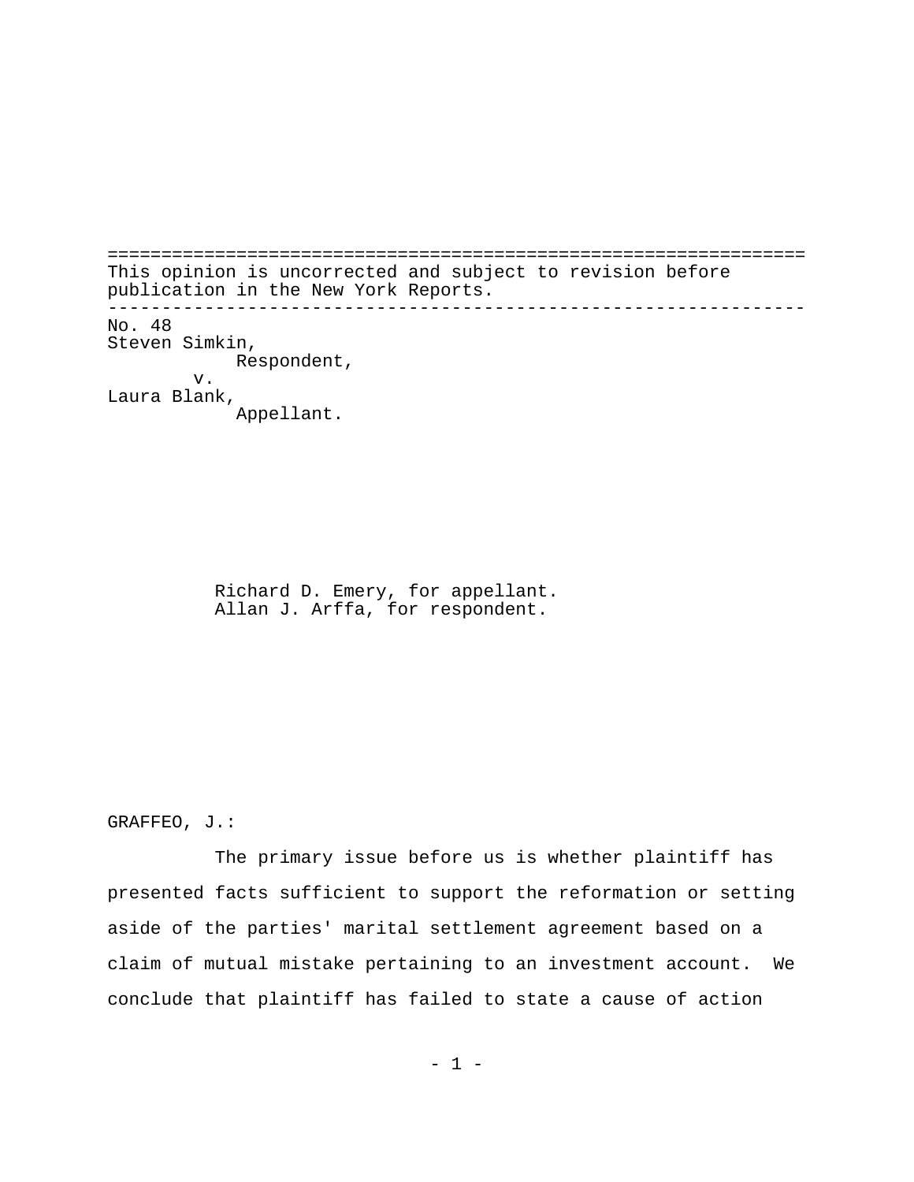This opinion is uncorrected and subject to revision before publication in the New York Reports.

---

No. 48
Steven Simkin,
Respondent,
v.
Laura Blank,
Appellant.

Richard D. Emery, for appellant.
Allan J. Arffa, for respondent.

GRAFFEO, J.:

The primary issue before us is whether plaintiff has presented facts sufficient to support the reformation or setting aside of the parties' marital settlement agreement based on a claim of mutual mistake pertaining to an investment account. We conclude that plaintiff has failed to state a cause of action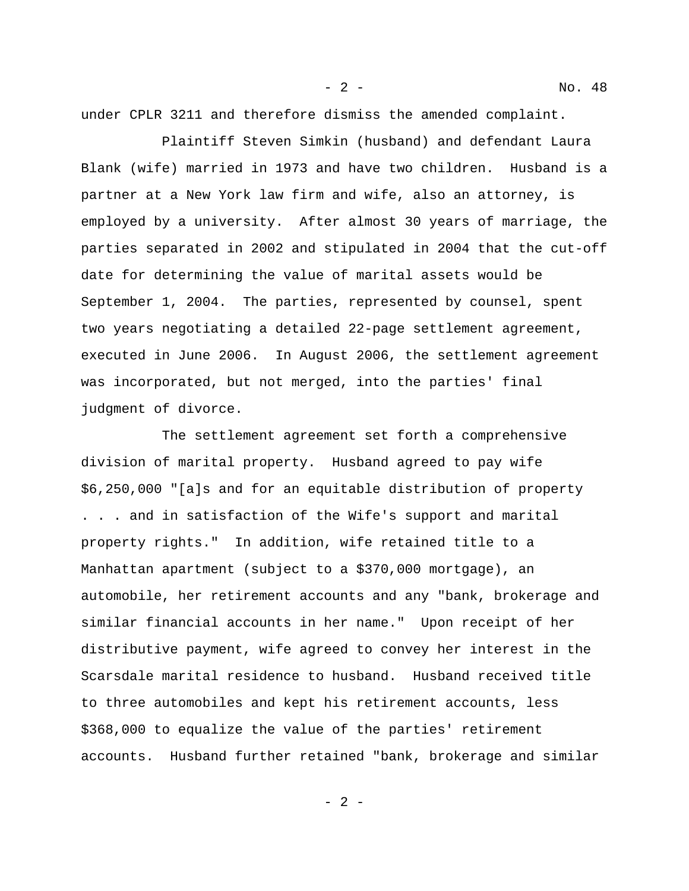under CPLR 3211 and therefore dismiss the amended complaint.

Plaintiff Steven Simkin (husband) and defendant Laura Blank (wife) married in 1973 and have two children. Husband is a partner at a New York law firm and wife, also an attorney, is employed by a university. After almost 30 years of marriage, the parties separated in 2002 and stipulated in 2004 that the cut-off date for determining the value of marital assets would be September 1, 2004. The parties, represented by counsel, spent two years negotiating a detailed 22-page settlement agreement, executed in June 2006. In August 2006, the settlement agreement was incorporated, but not merged, into the parties' final judgment of divorce.

The settlement agreement set forth a comprehensive division of marital property. Husband agreed to pay wife $6,250,000 "[a]s and for an equitable distribution of property . . . and in satisfaction of the Wife's support and marital property rights." In addition, wife retained title to a Manhattan apartment (subject to a $370,000 mortgage), an automobile, her retirement accounts and any "bank, brokerage and similar financial accounts in her name." Upon receipt of her distributive payment, wife agreed to convey her interest in the Scarsdale marital residence to husband. Husband received title to three automobiles and kept his retirement accounts, less $368,000 to equalize the value of the parties' retirement accounts. Husband further retained "bank, brokerage and similar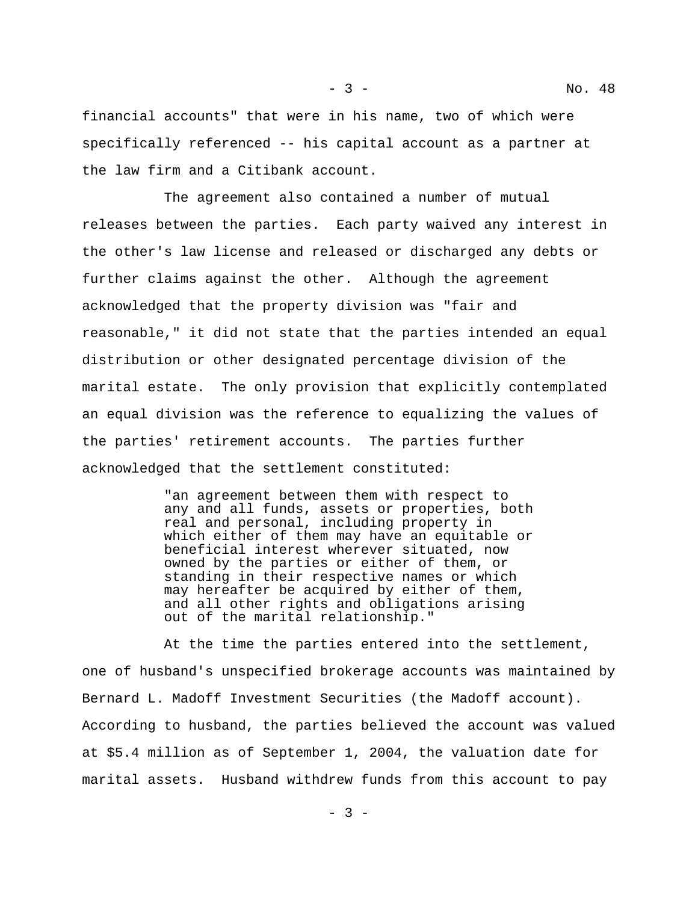financial accounts" that were in his name, two of which were specifically referenced -- his capital account as a partner at the law firm and a Citibank account.

The agreement also contained a number of mutual releases between the parties. Each party waived any interest in the other's law license and released or discharged any debts or further claims against the other. Although the agreement acknowledged that the property division was "fair and reasonable," it did not state that the parties intended an equal distribution or other designated percentage division of the marital estate. The only provision that explicitly contemplated an equal division was the reference to equalizing the values of the parties' retirement accounts. The parties further acknowledged that the settlement constituted:

> "an agreement between them with respect to any and all funds, assets or properties, both real and personal, including property in which either of them may have an equitable or beneficial interest wherever situated, now owned by the parties or either of them, or standing in their respective names or which may hereafter be acquired by either of them, and all other rights and obligations arising out of the marital relationship."

At the time the parties entered into the settlement, one of husband's unspecified brokerage accounts was maintained by Bernard L. Madoff Investment Securities (the Madoff account). According to husband, the parties believed the account was valued at $5.4 million as of September 1, 2004, the valuation date for marital assets. Husband withdrew funds from this account to pay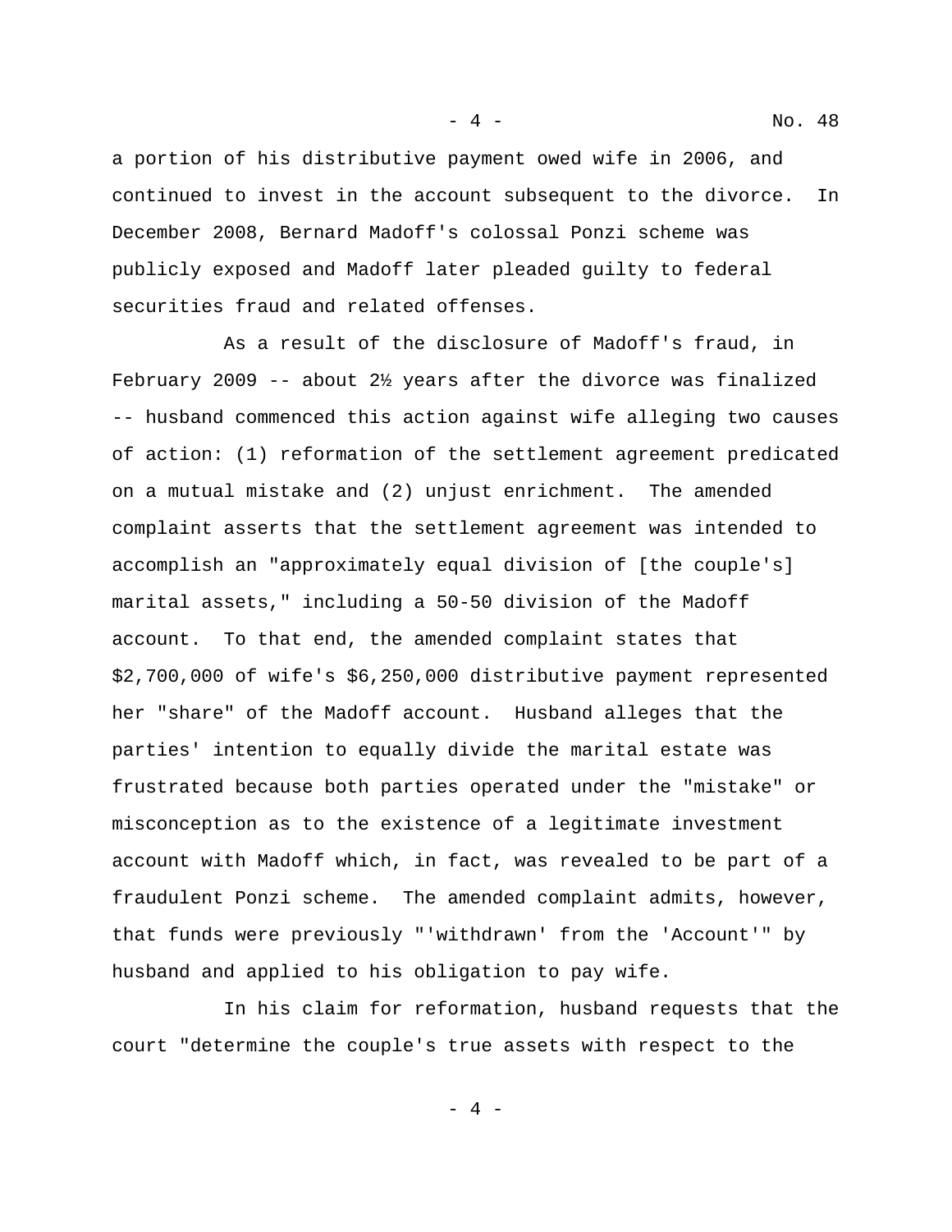a portion of his distributive payment owed wife in 2006, and continued to invest in the account subsequent to the divorce. In December 2008, Bernard Madoff's colossal Ponzi scheme was publicly exposed and Madoff later pleaded guilty to federal securities fraud and related offenses.

As a result of the disclosure of Madoff's fraud, in February 2009 -- about 2½ years after the divorce was finalized -- husband commenced this action against wife alleging two causes of action: (1) reformation of the settlement agreement predicated on a mutual mistake and (2) unjust enrichment. The amended complaint asserts that the settlement agreement was intended to accomplish an "approximately equal division of [the couple's] marital assets," including a 50-50 division of the Madoff account. To that end, the amended complaint states that $2,700,000 of wife's $6,250,000 distributive payment represented her "share" of the Madoff account. Husband alleges that the parties' intention to equally divide the marital estate was frustrated because both parties operated under the "mistake" or misconception as to the existence of a legitimate investment account with Madoff which, in fact, was revealed to be part of a fraudulent Ponzi scheme. The amended complaint admits, however, that funds were previously "'withdrawn' from the 'Account'" by husband and applied to his obligation to pay wife.

In his claim for reformation, husband requests that the court "determine the couple's true assets with respect to the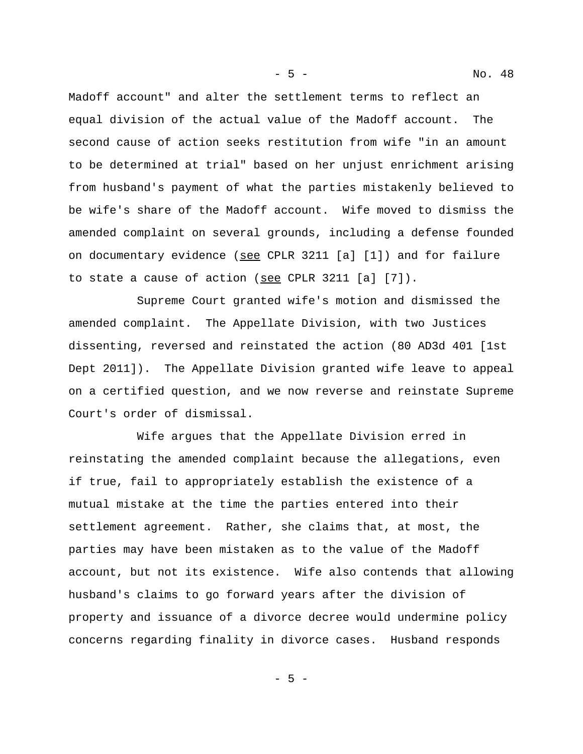Madoff account" and alter the settlement terms to reflect an equal division of the actual value of the Madoff account. The second cause of action seeks restitution from wife "in an amount to be determined at trial" based on her unjust enrichment arising from husband's payment of what the parties mistakenly believed to be wife's share of the Madoff account. Wife moved to dismiss the amended complaint on several grounds, including a defense founded on documentary evidence (see CPLR 3211 [a] [1]) and for failure to state a cause of action (see CPLR 3211 [a] [7]).

Supreme Court granted wife's motion and dismissed the amended complaint. The Appellate Division, with two Justices dissenting, reversed and reinstated the action (80 AD3d 401 [1st Dept 2011]). The Appellate Division granted wife leave to appeal on a certified question, and we now reverse and reinstate Supreme Court's order of dismissal.

Wife argues that the Appellate Division erred in reinstating the amended complaint because the allegations, even if true, fail to appropriately establish the existence of a mutual mistake at the time the parties entered into their settlement agreement. Rather, she claims that, at most, the parties may have been mistaken as to the value of the Madoff account, but not its existence. Wife also contends that allowing husband's claims to go forward years after the division of property and issuance of a divorce decree would undermine policy concerns regarding finality in divorce cases. Husband responds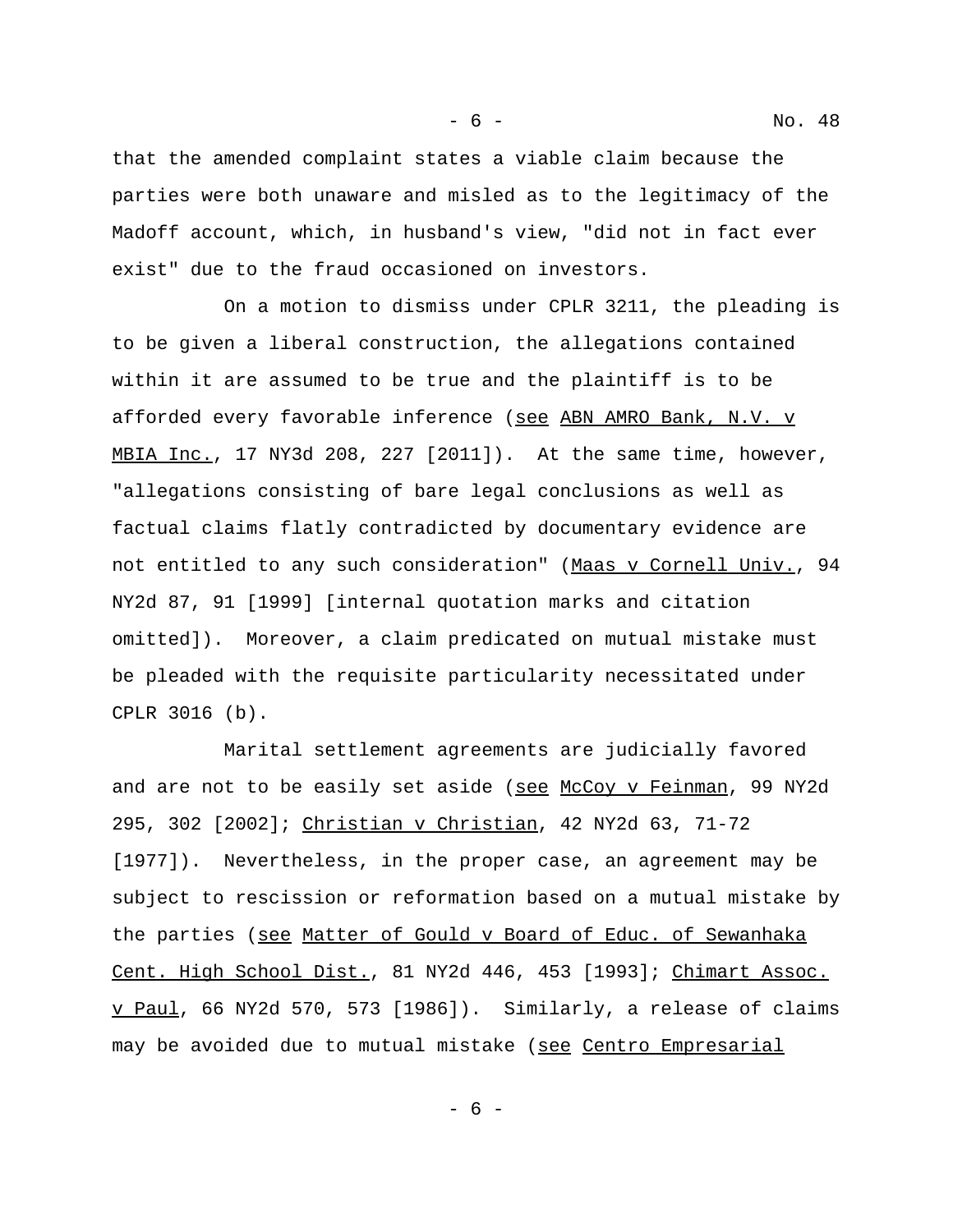that the amended complaint states a viable claim because the parties were both unaware and misled as to the legitimacy of the Madoff account, which, in husband's view, "did not in fact ever exist" due to the fraud occasioned on investors.

On a motion to dismiss under CPLR 3211, the pleading is to be given a liberal construction, the allegations contained within it are assumed to be true and the plaintiff is to be afforded every favorable inference (see ABN AMRO Bank, N.V. v MBIA Inc., 17 NY3d 208, 227 [2011]). At the same time, however, "allegations consisting of bare legal conclusions as well as factual claims flatly contradicted by documentary evidence are not entitled to any such consideration" (Maas v Cornell Univ., 94 NY2d 87, 91 [1999] [internal quotation marks and citation omitted]). Moreover, a claim predicated on mutual mistake must be pleaded with the requisite particularity necessitated under CPLR 3016 (b).

Marital settlement agreements are judicially favored and are not to be easily set aside (see McCoy v Feinman, 99 NY2d 295, 302 [2002]; Christian v Christian, 42 NY2d 63, 71-72 [1977]). Nevertheless, in the proper case, an agreement may be subject to rescission or reformation based on a mutual mistake by the parties (see Matter of Gould v Board of Educ. of Sewanhaka Cent. High School Dist., 81 NY2d 446, 453 [1993]; Chimart Assoc. v Paul, 66 NY2d 570, 573 [1986]). Similarly, a release of claims may be avoided due to mutual mistake (see Centro Empresarial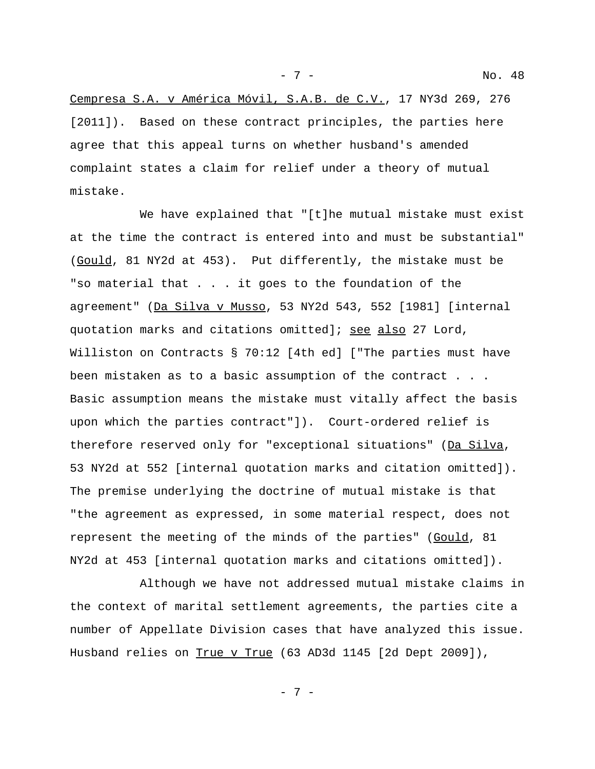Cempresa S.A. v América Móvil, S.A.B. de C.V., 17 NY3d 269, 276 [2011]). Based on these contract principles, the parties here agree that this appeal turns on whether husband's amended complaint states a claim for relief under a theory of mutual mistake.

We have explained that "[t]he mutual mistake must exist at the time the contract is entered into and must be substantial" (Gould, 81 NY2d at 453). Put differently, the mistake must be "so material that . . . it goes to the foundation of the agreement" (Da Silva v Musso, 53 NY2d 543, 552 [1981] [internal quotation marks and citations omitted]; see also 27 Lord, Williston on Contracts § 70:12 [4th ed] ["The parties must have been mistaken as to a basic assumption of the contract . . . Basic assumption means the mistake must vitally affect the basis upon which the parties contract"]). Court-ordered relief is therefore reserved only for "exceptional situations" (Da Silva, 53 NY2d at 552 [internal quotation marks and citation omitted]). The premise underlying the doctrine of mutual mistake is that "the agreement as expressed, in some material respect, does not represent the meeting of the minds of the parties" (Gould, 81 NY2d at 453 [internal quotation marks and citations omitted]).

Although we have not addressed mutual mistake claims in the context of marital settlement agreements, the parties cite a number of Appellate Division cases that have analyzed this issue. Husband relies on True v True (63 AD3d 1145 [2d Dept 2009]),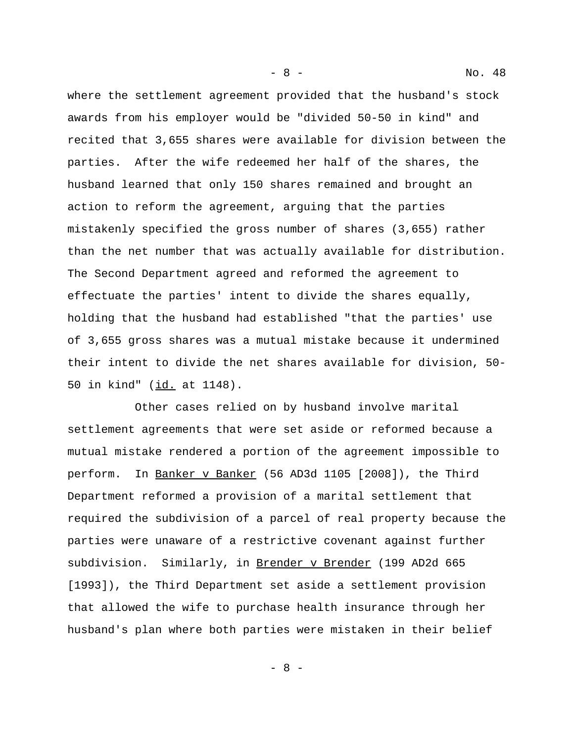where the settlement agreement provided that the husband's stock awards from his employer would be "divided 50-50 in kind" and recited that 3,655 shares were available for division between the parties. After the wife redeemed her half of the shares, the husband learned that only 150 shares remained and brought an action to reform the agreement, arguing that the parties mistakenly specified the gross number of shares (3,655) rather than the net number that was actually available for distribution. The Second Department agreed and reformed the agreement to effectuate the parties' intent to divide the shares equally, holding that the husband had established "that the parties' use of 3,655 gross shares was a mutual mistake because it undermined their intent to divide the net shares available for division, 50-50 in kind" (id. at 1148).

Other cases relied on by husband involve marital settlement agreements that were set aside or reformed because a mutual mistake rendered a portion of the agreement impossible to perform. In Banker v Banker (56 AD3d 1105 [2008]), the Third Department reformed a provision of a marital settlement that required the subdivision of a parcel of real property because the parties were unaware of a restrictive covenant against further subdivision. Similarly, in Brender v Brender (199 AD2d 665 [1993]), the Third Department set aside a settlement provision that allowed the wife to purchase health insurance through her husband's plan where both parties were mistaken in their belief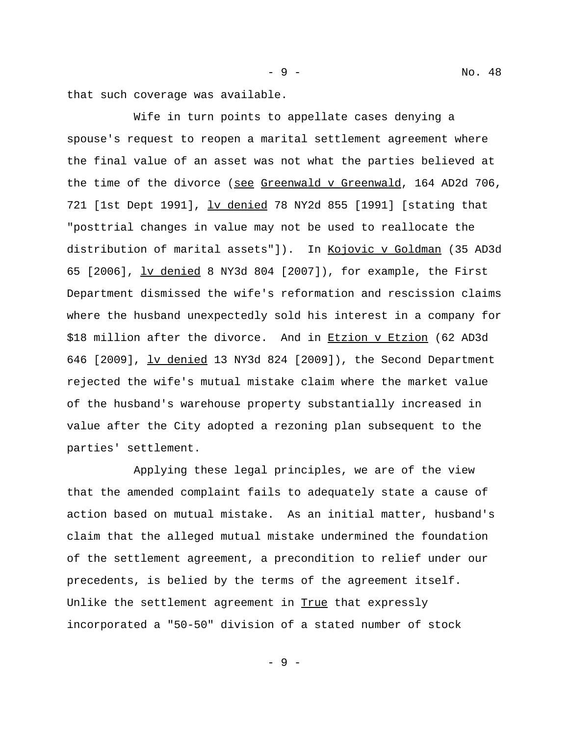that such coverage was available.

Wife in turn points to appellate cases denying a spouse's request to reopen a marital settlement agreement where the final value of an asset was not what the parties believed at the time of the divorce (see Greenwald v Greenwald, 164 AD2d 706, 721 [1st Dept 1991], lv denied 78 NY2d 855 [1991] [stating that "posttrial changes in value may not be used to reallocate the distribution of marital assets"]). In Kojovic v Goldman (35 AD3d 65 [2006], lv denied 8 NY3d 804 [2007]), for example, the First Department dismissed the wife's reformation and rescission claims where the husband unexpectedly sold his interest in a company for $18 million after the divorce. And in Etzion v Etzion (62 AD3d 646 [2009], lv denied 13 NY3d 824 [2009]), the Second Department rejected the wife's mutual mistake claim where the market value of the husband's warehouse property substantially increased in value after the City adopted a rezoning plan subsequent to the parties' settlement.

Applying these legal principles, we are of the view that the amended complaint fails to adequately state a cause of action based on mutual mistake. As an initial matter, husband's claim that the alleged mutual mistake undermined the foundation of the settlement agreement, a precondition to relief under our precedents, is belied by the terms of the agreement itself. Unlike the settlement agreement in True that expressly incorporated a "50-50" division of a stated number of stock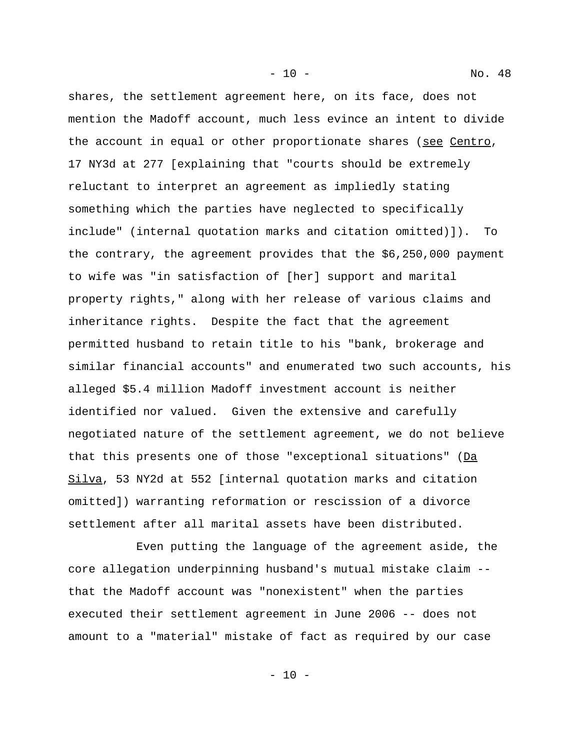shares, the settlement agreement here, on its face, does not mention the Madoff account, much less evince an intent to divide the account in equal or other proportionate shares (see Centro, 17 NY3d at 277 [explaining that "courts should be extremely reluctant to interpret an agreement as impliedly stating something which the parties have neglected to specifically include" (internal quotation marks and citation omitted)]). To the contrary, the agreement provides that the $6,250,000 payment to wife was "in satisfaction of [her] support and marital property rights," along with her release of various claims and inheritance rights. Despite the fact that the agreement permitted husband to retain title to his "bank, brokerage and similar financial accounts" and enumerated two such accounts, his alleged $5.4 million Madoff investment account is neither identified nor valued. Given the extensive and carefully negotiated nature of the settlement agreement, we do not believe that this presents one of those "exceptional situations" (Da Silva, 53 NY2d at 552 [internal quotation marks and citation omitted]) warranting reformation or rescission of a divorce settlement after all marital assets have been distributed.

Even putting the language of the agreement aside, the core allegation underpinning husband's mutual mistake claim -- that the Madoff account was "nonexistent" when the parties executed their settlement agreement in June 2006 -- does not amount to a "material" mistake of fact as required by our case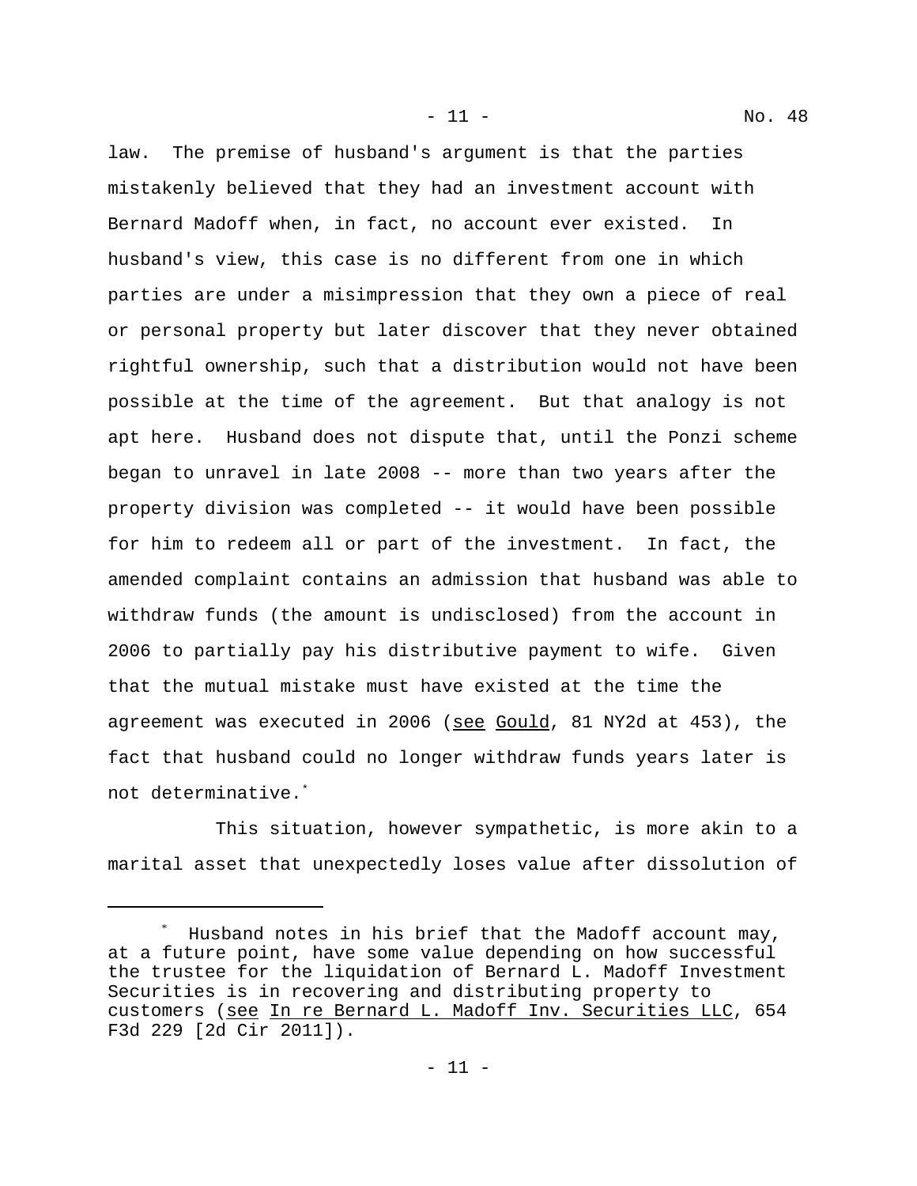law. The premise of husband's argument is that the parties mistakenly believed that they had an investment account with Bernard Madoff when, in fact, no account ever existed. In husband's view, this case is no different from one in which parties are under a misimpression that they own a piece of real or personal property but later discover that they never obtained rightful ownership, such that a distribution would not have been possible at the time of the agreement. But that analogy is not apt here. Husband does not dispute that, until the Ponzi scheme began to unravel in late 2008 -- more than two years after the property division was completed -- it would have been possible for him to redeem all or part of the investment. In fact, the amended complaint contains an admission that husband was able to withdraw funds (the amount is undisclosed) from the account in 2006 to partially pay his distributive payment to wife. Given that the mutual mistake must have existed at the time the agreement was executed in 2006 (see Gould, 81 NY2d at 453), the fact that husband could no longer withdraw funds years later is not determinative.[*]

This situation, however sympathetic, is more akin to a marital asset that unexpectedly loses value after dissolution of

---

[*] Husband notes in his brief that the Madoff account may, at a future point, have some value depending on how successful the trustee for the liquidation of Bernard L. Madoff Investment Securities is in recovering and distributing property to customers (see In re Bernard L. Madoff Inv. Securities LLC, 654 F3d 229 [2d Cir 2011]).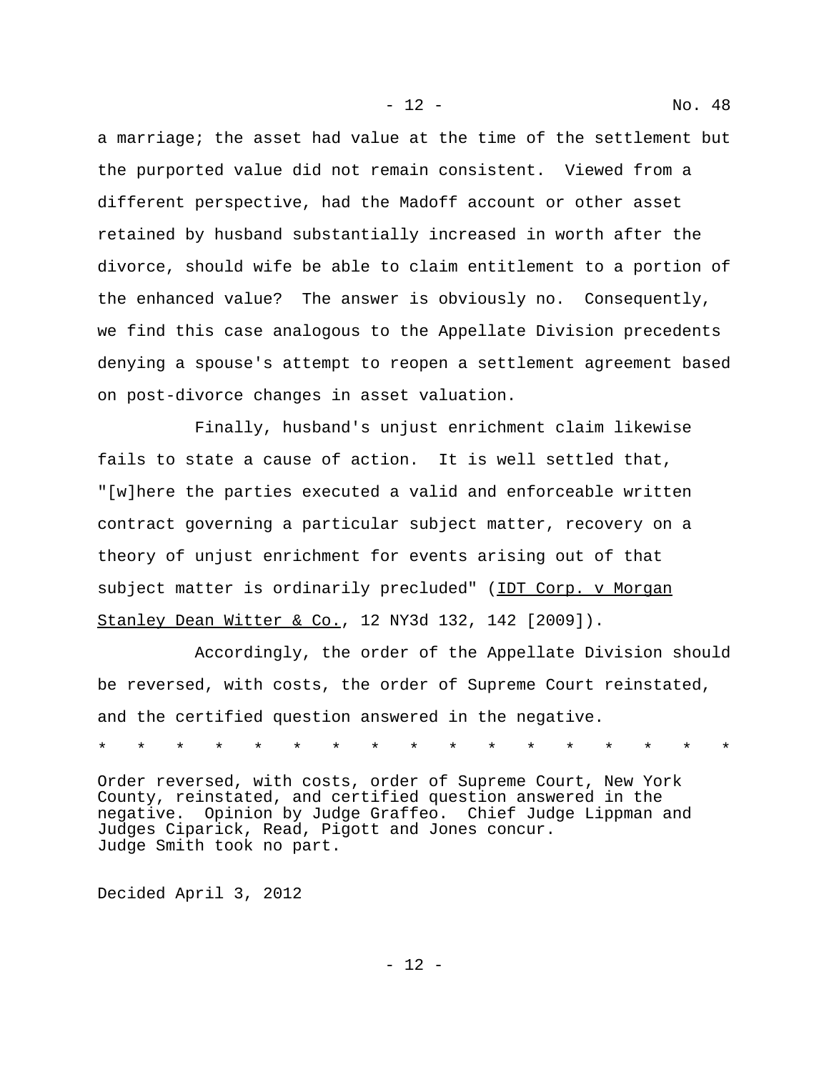a marriage; the asset had value at the time of the settlement but the purported value did not remain consistent. Viewed from a different perspective, had the Madoff account or other asset retained by husband substantially increased in worth after the divorce, should wife be able to claim entitlement to a portion of the enhanced value? The answer is obviously no. Consequently, we find this case analogous to the Appellate Division precedents denying a spouse's attempt to reopen a settlement agreement based on post-divorce changes in asset valuation.

Finally, husband's unjust enrichment claim likewise fails to state a cause of action. It is well settled that, "[w]here the parties executed a valid and enforceable written contract governing a particular subject matter, recovery on a theory of unjust enrichment for events arising out of that subject matter is ordinarily precluded" (<u>IDT Corp. v Morgan Stanley Dean Witter & Co.</u>, 12 NY3d 132, 142 [2009]).

Accordingly, the order of the Appellate Division should be reversed, with costs, the order of Supreme Court reinstated, and the certified question answered in the negative.

* * * * * * * * * * * * * * * * *

Order reversed, with costs, order of Supreme Court, New York County, reinstated, and certified question answered in the negative. Opinion by Judge Graffeo. Chief Judge Lippman and Judges Ciparick, Read, Pigott and Jones concur. Judge Smith took no part.

Decided April 3, 2012